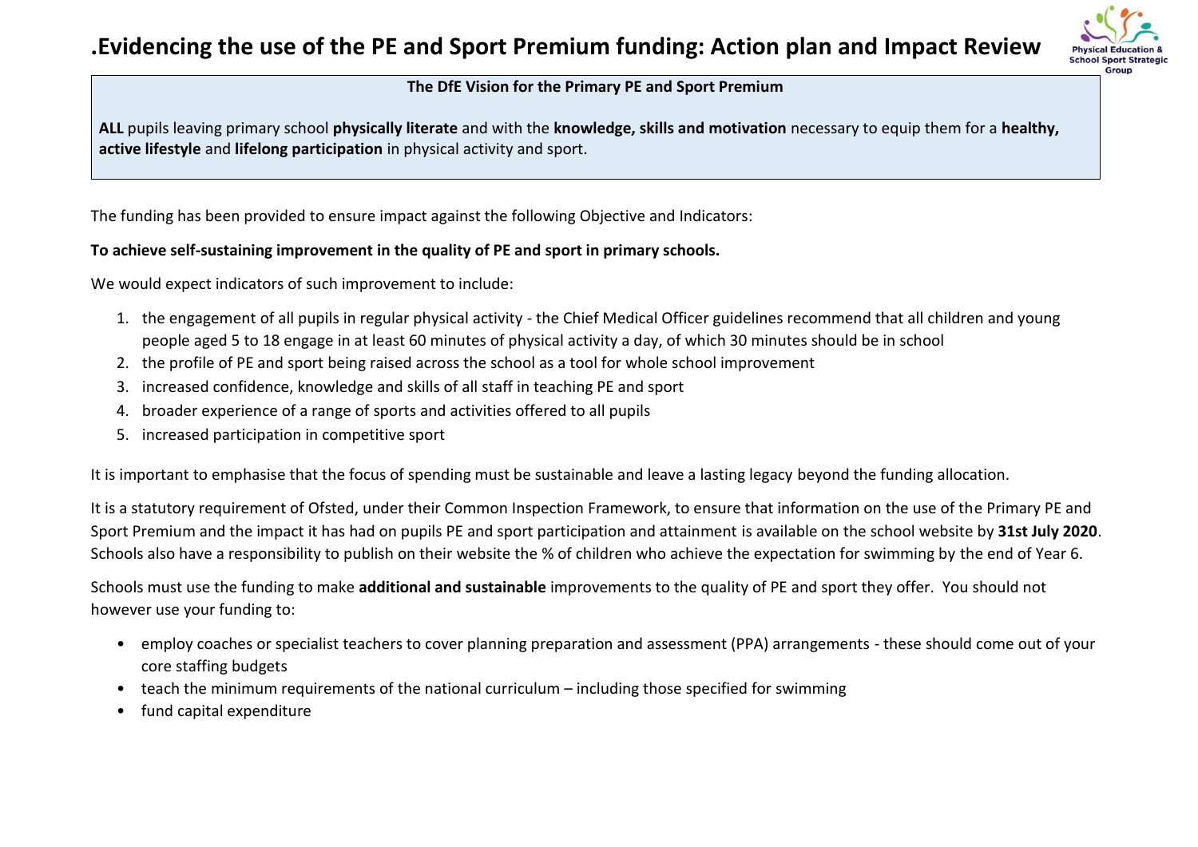# .Evidencing the use of the PE and Sport Premium funding: Action plan and Impact Review

Physical Education & School Sport Strategic Group

**The DfE Vision for the Primary PE and Sport Premium**

**ALL** pupils leaving primary school **physically literate** and with the **knowledge, skills and motivation** necessary to equip them for a **healthy, active lifestyle** and **lifelong participation** in physical activity and sport.

The funding has been provided to ensure impact against the following Objective and Indicators:

**To achieve self-sustaining improvement in the quality of PE and sport in primary schools.**

We would expect indicators of such improvement to include:

1. the engagement of all pupils in regular physical activity - the Chief Medical Officer guidelines recommend that all children and young people aged 5 to 18 engage in at least 60 minutes of physical activity a day, of which 30 minutes should be in school
2. the profile of PE and sport being raised across the school as a tool for whole school improvement
3. increased confidence, knowledge and skills of all staff in teaching PE and sport
4. broader experience of a range of sports and activities offered to all pupils
5. increased participation in competitive sport

It is important to emphasise that the focus of spending must be sustainable and leave a lasting legacy beyond the funding allocation.

It is a statutory requirement of Ofsted, under their Common Inspection Framework, to ensure that information on the use of the Primary PE and Sport Premium and the impact it has had on pupils PE and sport participation and attainment is available on the school website by **31st July 2020**. Schools also have a responsibility to publish on their website the % of children who achieve the expectation for swimming by the end of Year 6.

Schools must use the funding to make **additional and sustainable** improvements to the quality of PE and sport they offer. You should not however use your funding to:

- employ coaches or specialist teachers to cover planning preparation and assessment (PPA) arrangements - these should come out of your core staffing budgets
- teach the minimum requirements of the national curriculum – including those specified for swimming
- fund capital expenditure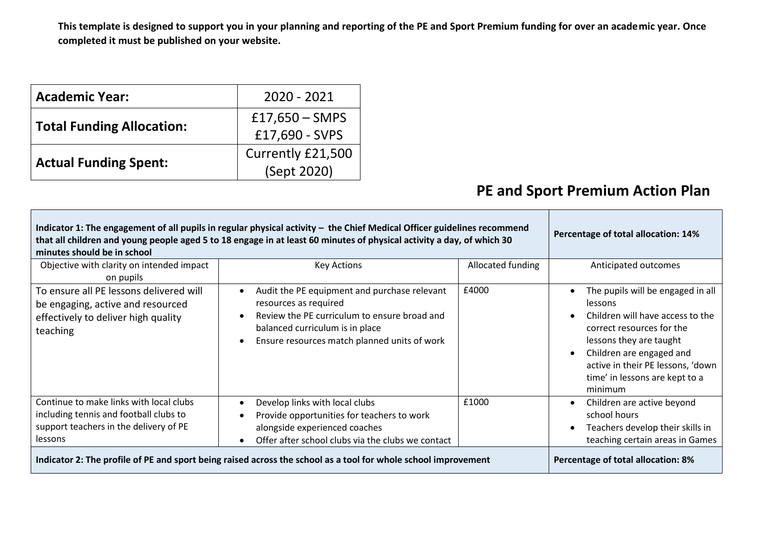**This template is designed to support you in your planning and reporting of the PE and Sport Premium funding for over an academic year. Once completed it must be published on your website.**

| **Academic Year:** | 2020 - 2021 |
|---|---|
| **Total Funding Allocation:** | £17,650 – SMPS<br>£17,690 - SVPS |
| **Actual Funding Spent:** | Currently £21,500<br>(Sept 2020) |

## PE and Sport Premium Action Plan

| **Indicator 1: The engagement of all pupils in regular physical activity – the Chief Medical Officer guidelines recommend that all children and young people aged 5 to 18 engage in at least 60 minutes of physical activity a day, of which 30 minutes should be in school** | | | **Percentage of total allocation: 14%** |
|---|---|---|---|
| Objective with clarity on intended impact on pupils | Key Actions | Allocated funding | Anticipated outcomes |
| To ensure all PE lessons delivered will be engaging, active and resourced effectively to deliver high quality teaching | • Audit the PE equipment and purchase relevant resources as required<br>• Review the PE curriculum to ensure broad and balanced curriculum is in place<br>• Ensure resources match planned units of work | £4000 | • The pupils will be engaged in all lessons<br>• Children will have access to the correct resources for the lessons they are taught<br>• Children are engaged and active in their PE lessons, 'down time' in lessons are kept to a minimum |
| Continue to make links with local clubs including tennis and football clubs to support teachers in the delivery of PE lessons | • Develop links with local clubs<br>• Provide opportunities for teachers to work alongside experienced coaches<br>• Offer after school clubs via the clubs we contact | £1000 | • Children are active beyond school hours<br>• Teachers develop their skills in teaching certain areas in Games |
| **Indicator 2: The profile of PE and sport being raised across the school as a tool for whole school improvement** | | | **Percentage of total allocation: 8%** |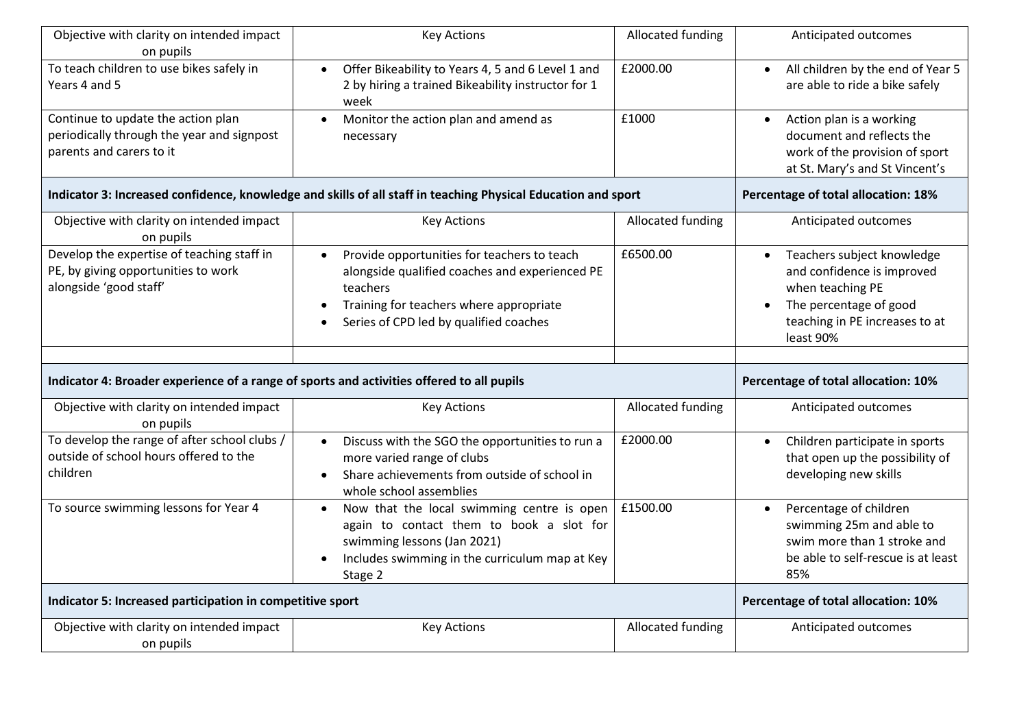| Objective with clarity on intended impact on pupils | Key Actions | Allocated funding | Anticipated outcomes |
|---|---|---|---|
| To teach children to use bikes safely in Years 4 and 5 | • Offer Bikeability to Years 4, 5 and 6 Level 1 and 2 by hiring a trained Bikeability instructor for 1 week | £2000.00 | • All children by the end of Year 5 are able to ride a bike safely |
| Continue to update the action plan periodically through the year and signpost parents and carers to it | • Monitor the action plan and amend as necessary | £1000 | • Action plan is a working document and reflects the work of the provision of sport at St. Mary's and St Vincent's |
| **Indicator 3: Increased confidence, knowledge and skills of all staff in teaching Physical Education and sport** | | | **Percentage of total allocation: 18%** |
| Objective with clarity on intended impact on pupils | Key Actions | Allocated funding | Anticipated outcomes |
| Develop the expertise of teaching staff in PE, by giving opportunities to work alongside 'good staff' | • Provide opportunities for teachers to teach alongside qualified coaches and experienced PE teachers<br>• Training for teachers where appropriate<br>• Series of CPD led by qualified coaches | £6500.00 | • Teachers subject knowledge and confidence is improved when teaching PE<br>• The percentage of good teaching in PE increases to at least 90% |
| | | | |
| **Indicator 4: Broader experience of a range of sports and activities offered to all pupils** | | | **Percentage of total allocation: 10%** |
| Objective with clarity on intended impact on pupils | Key Actions | Allocated funding | Anticipated outcomes |
| To develop the range of after school clubs / outside of school hours offered to the children | • Discuss with the SGO the opportunities to run a more varied range of clubs<br>• Share achievements from outside of school in whole school assemblies | £2000.00 | • Children participate in sports that open up the possibility of developing new skills |
| To source swimming lessons for Year 4 | • Now that the local swimming centre is open again to contact them to book a slot for swimming lessons (Jan 2021)<br>• Includes swimming in the curriculum map at Key Stage 2 | £1500.00 | • Percentage of children swimming 25m and able to swim more than 1 stroke and be able to self-rescue is at least 85% |
| **Indicator 5: Increased participation in competitive sport** | | | **Percentage of total allocation: 10%** |
| Objective with clarity on intended impact on pupils | Key Actions | Allocated funding | Anticipated outcomes |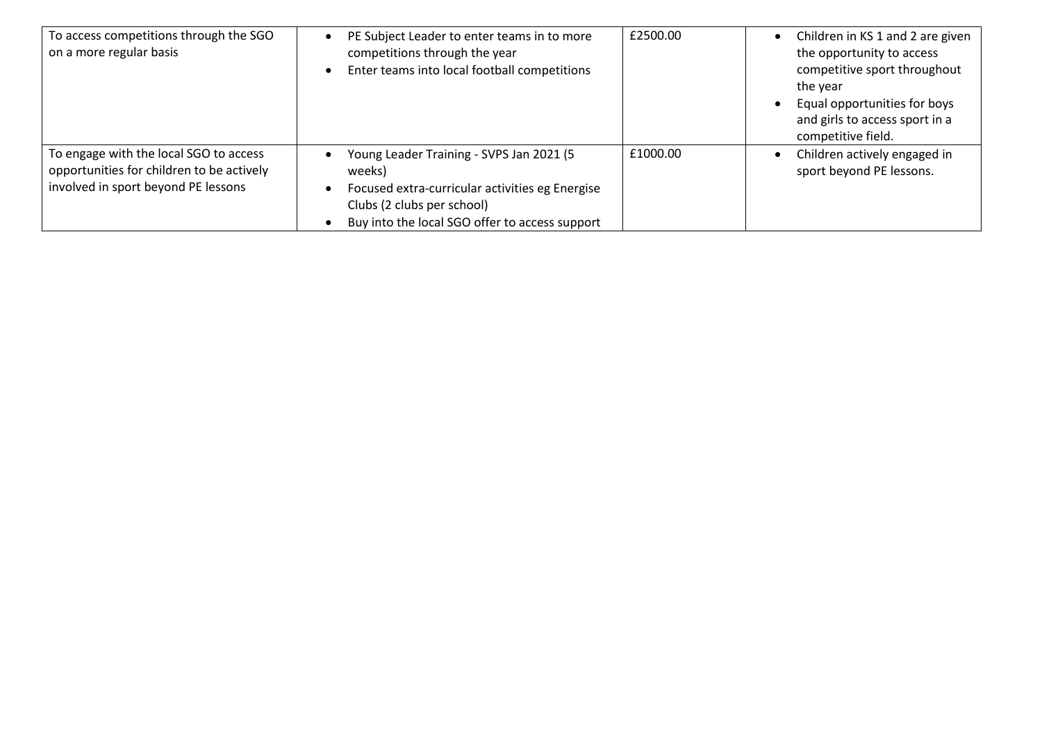| | | | |
|---|---|---|---|
| To access competitions through the SGO on a more regular basis | • PE Subject Leader to enter teams in to more competitions through the year<br>• Enter teams into local football competitions | £2500.00 | • Children in KS 1 and 2 are given the opportunity to access competitive sport throughout the year<br>• Equal opportunities for boys and girls to access sport in a competitive field. |
| To engage with the local SGO to access opportunities for children to be actively involved in sport beyond PE lessons | • Young Leader Training - SVPS Jan 2021 (5 weeks)<br>• Focused extra-curricular activities eg Energise Clubs (2 clubs per school)<br>• Buy into the local SGO offer to access support | £1000.00 | • Children actively engaged in sport beyond PE lessons. |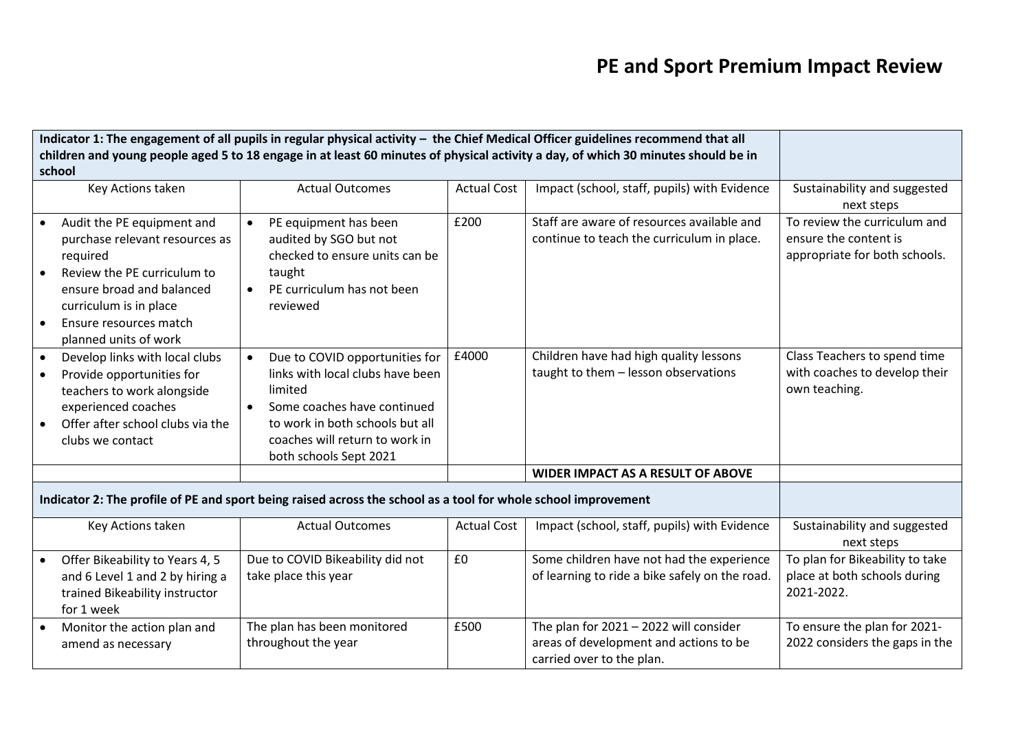# PE and Sport Premium Impact Review

| Indicator 1: The engagement of all pupils in regular physical activity – the Chief Medical Officer guidelines recommend that all children and young people aged 5 to 18 engage in at least 60 minutes of physical activity a day, of which 30 minutes should be in school | | | | |
|---|---|---|---|---|
| Key Actions taken | Actual Outcomes | Actual Cost | Impact (school, staff, pupils) with Evidence | Sustainability and suggested next steps |
| • Audit the PE equipment and purchase relevant resources as required<br>• Review the PE curriculum to ensure broad and balanced curriculum is in place<br>• Ensure resources match planned units of work | • PE equipment has been audited by SGO but not checked to ensure units can be taught<br>• PE curriculum has not been reviewed | £200 | Staff are aware of resources available and continue to teach the curriculum in place. | To review the curriculum and ensure the content is appropriate for both schools. |
| • Develop links with local clubs<br>• Provide opportunities for teachers to work alongside experienced coaches<br>• Offer after school clubs via the clubs we contact | • Due to COVID opportunities for links with local clubs have been limited<br>• Some coaches have continued to work in both schools but all coaches will return to work in both schools Sept 2021 | £4000 | Children have had high quality lessons taught to them – lesson observations | Class Teachers to spend time with coaches to develop their own teaching. |
| | | | **WIDER IMPACT AS A RESULT OF ABOVE** | |
| **Indicator 2: The profile of PE and sport being raised across the school as a tool for whole school improvement** | | | | |
| Key Actions taken | Actual Outcomes | Actual Cost | Impact (school, staff, pupils) with Evidence | Sustainability and suggested next steps |
| • Offer Bikeability to Years 4, 5 and 6 Level 1 and 2 by hiring a trained Bikeability instructor for 1 week | Due to COVID Bikeability did not take place this year | £0 | Some children have not had the experience of learning to ride a bike safely on the road. | To plan for Bikeability to take place at both schools during 2021-2022. |
| • Monitor the action plan and amend as necessary | The plan has been monitored throughout the year | £500 | The plan for 2021 – 2022 will consider areas of development and actions to be carried over to the plan. | To ensure the plan for 2021-2022 considers the gaps in the |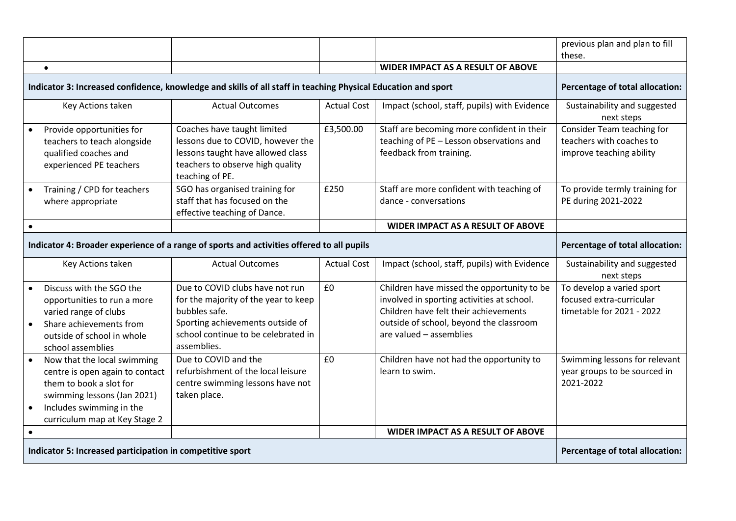| | | | | previous plan and plan to fill these. |
|---|---|---|---|---|
| • | | | **WIDER IMPACT AS A RESULT OF ABOVE** | |
| **Indicator 3: Increased confidence, knowledge and skills of all staff in teaching Physical Education and sport** | | | | **Percentage of total allocation:** |
| Key Actions taken | Actual Outcomes | Actual Cost | Impact (school, staff, pupils) with Evidence | Sustainability and suggested next steps |
| • Provide opportunities for teachers to teach alongside qualified coaches and experienced PE teachers | Coaches have taught limited lessons due to COVID, however the lessons taught have allowed class teachers to observe high quality teaching of PE. | £3,500.00 | Staff are becoming more confident in their teaching of PE – Lesson observations and feedback from training. | Consider Team teaching for teachers with coaches to improve teaching ability |
| • Training / CPD for teachers where appropriate | SGO has organised training for staff that has focused on the effective teaching of Dance. | £250 | Staff are more confident with teaching of dance - conversations | To provide termly training for PE during 2021-2022 |
| • | | | **WIDER IMPACT AS A RESULT OF ABOVE** | |
| **Indicator 4: Broader experience of a range of sports and activities offered to all pupils** | | | | **Percentage of total allocation:** |
| Key Actions taken | Actual Outcomes | Actual Cost | Impact (school, staff, pupils) with Evidence | Sustainability and suggested next steps |
| • Discuss with the SGO the opportunities to run a more varied range of clubs<br>• Share achievements from outside of school in whole school assemblies | Due to COVID clubs have not run for the majority of the year to keep bubbles safe.<br>Sporting achievements outside of school continue to be celebrated in assemblies. | £0 | Children have missed the opportunity to be involved in sporting activities at school.<br>Children have felt their achievements outside of school, beyond the classroom are valued – assemblies | To develop a varied sport focused extra-curricular timetable for 2021 - 2022 |
| • Now that the local swimming centre is open again to contact them to book a slot for swimming lessons (Jan 2021)<br>• Includes swimming in the curriculum map at Key Stage 2 | Due to COVID and the refurbishment of the local leisure centre swimming lessons have not taken place. | £0 | Children have not had the opportunity to learn to swim. | Swimming lessons for relevant year groups to be sourced in 2021-2022 |
| • | | | **WIDER IMPACT AS A RESULT OF ABOVE** | |
| **Indicator 5: Increased participation in competitive sport** | | | | **Percentage of total allocation:** |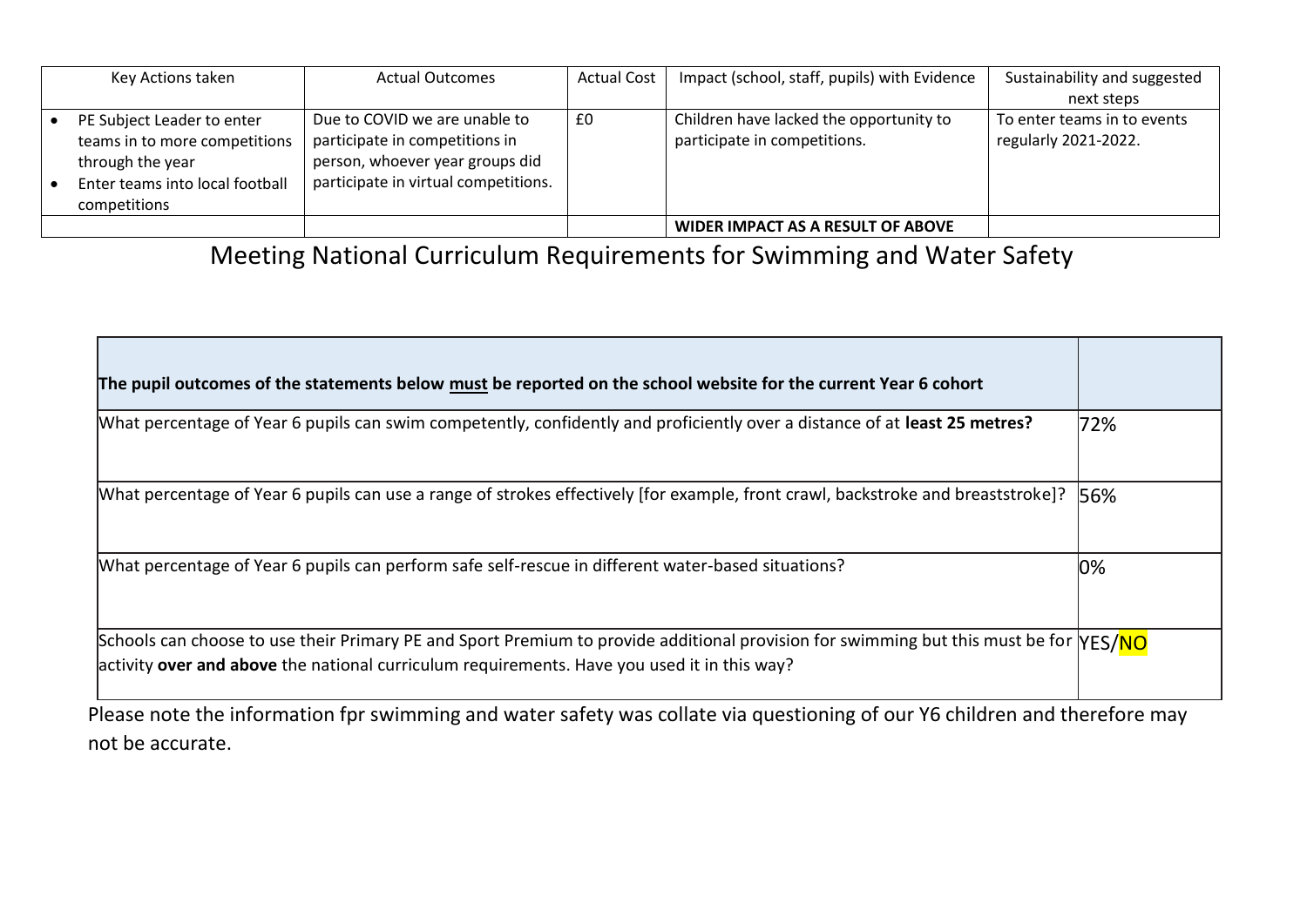| Key Actions taken | Actual Outcomes | Actual Cost | Impact (school, staff, pupils) with Evidence | Sustainability and suggested next steps |
|---|---|---|---|---|
| • PE Subject Leader to enter teams in to more competitions through the year<br>• Enter teams into local football competitions | Due to COVID we are unable to participate in competitions in person, whoever year groups did participate in virtual competitions. | £0 | Children have lacked the opportunity to participate in competitions. | To enter teams in to events regularly 2021-2022. |
| | | | **WIDER IMPACT AS A RESULT OF ABOVE** | |

# Meeting National Curriculum Requirements for Swimming and Water Safety

| **The pupil outcomes of the statements below <u>must</u> be reported on the school website for the current Year 6 cohort** | |
|---|---|
| What percentage of Year 6 pupils can swim competently, confidently and proficiently over a distance of at **least 25 metres?** | 72% |
| What percentage of Year 6 pupils can use a range of strokes effectively [for example, front crawl, backstroke and breaststroke]? | 56% |
| What percentage of Year 6 pupils can perform safe self-rescue in different water-based situations? | 0% |
| Schools can choose to use their Primary PE and Sport Premium to provide additional provision for swimming but this must be for activity **over and above** the national curriculum requirements. Have you used it in this way? | YES/NO |

Please note the information fpr swimming and water safety was collate via questioning of our Y6 children and therefore may not be accurate.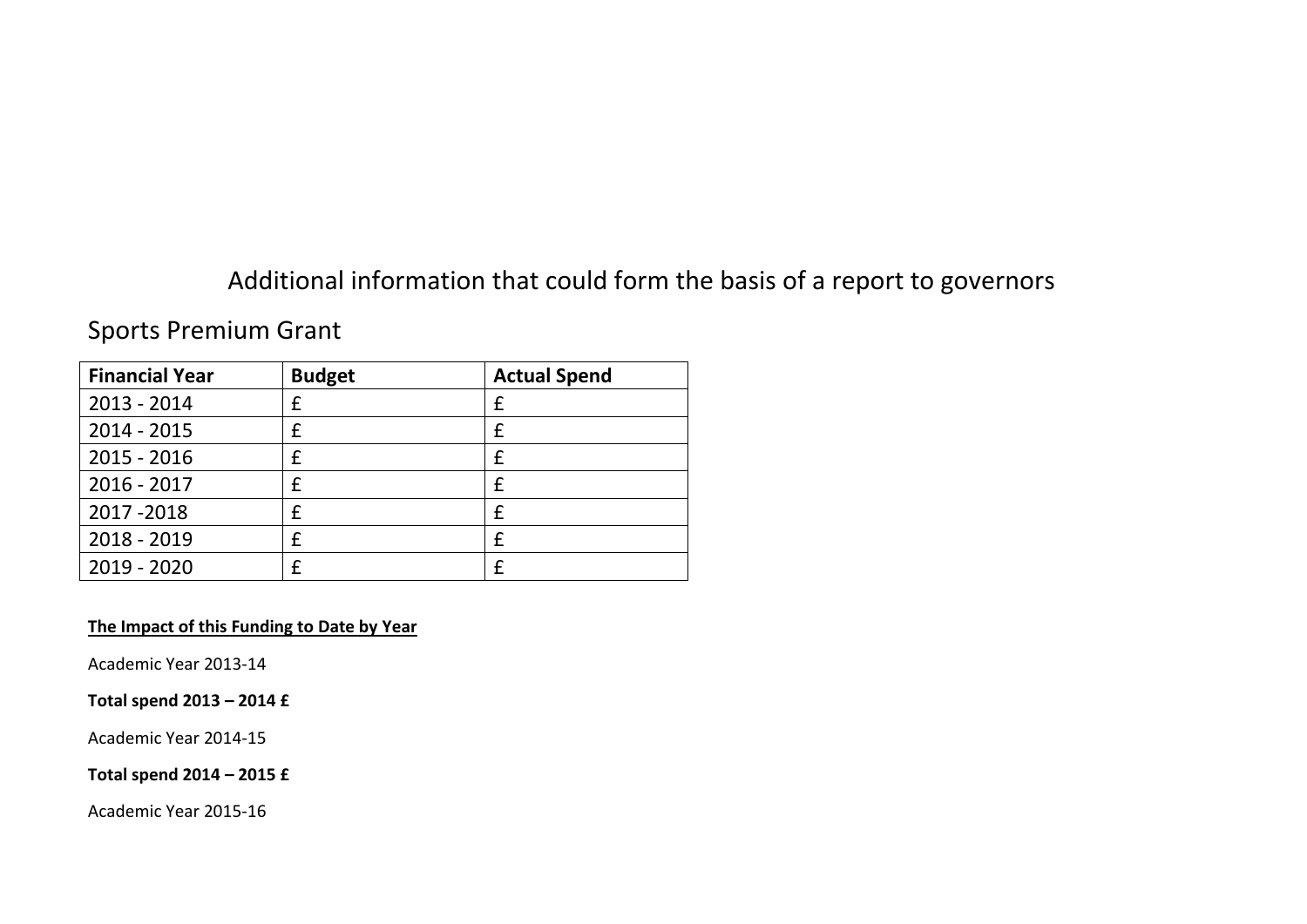# Additional information that could form the basis of a report to governors

## Sports Premium Grant

| Financial Year | Budget | Actual Spend |
|---|---|---|
| 2013 - 2014 | £ | £ |
| 2014 - 2015 | £ | £ |
| 2015 - 2016 | £ | £ |
| 2016 - 2017 | £ | £ |
| 2017 -2018 | £ | £ |
| 2018 - 2019 | £ | £ |
| 2019 - 2020 | £ | £ |

**The Impact of this Funding to Date by Year**

Academic Year 2013-14

**Total spend 2013 – 2014 £**

Academic Year 2014-15

**Total spend 2014 – 2015 £**

Academic Year 2015-16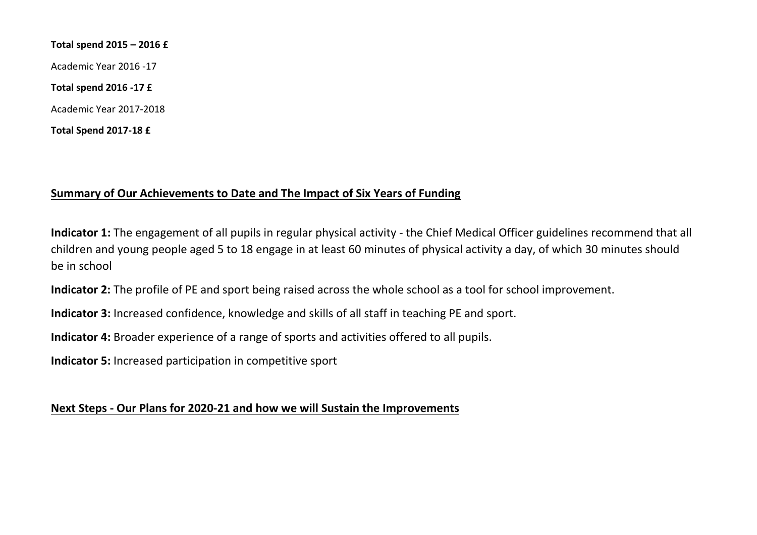**Total spend 2015 – 2016 £**

Academic Year 2016 -17

**Total spend 2016 -17 £**

Academic Year 2017-2018

**Total Spend 2017-18 £**

## **Summary of Our Achievements to Date and The Impact of Six Years of Funding**

**Indicator 1:** The engagement of all pupils in regular physical activity - the Chief Medical Officer guidelines recommend that all children and young people aged 5 to 18 engage in at least 60 minutes of physical activity a day, of which 30 minutes should be in school

**Indicator 2:** The profile of PE and sport being raised across the whole school as a tool for school improvement.

**Indicator 3:** Increased confidence, knowledge and skills of all staff in teaching PE and sport.

**Indicator 4:** Broader experience of a range of sports and activities offered to all pupils.

**Indicator 5:** Increased participation in competitive sport

## **Next Steps - Our Plans for 2020-21 and how we will Sustain the Improvements**